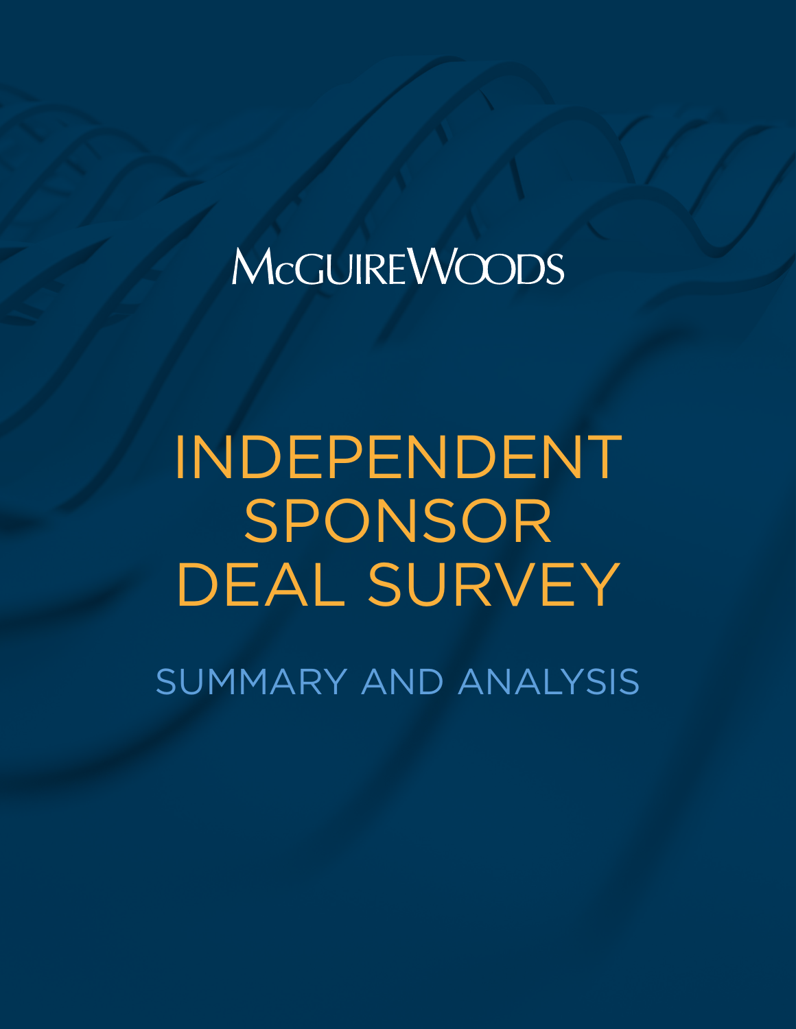McGUIREWOODS

# INDEPENDENT SPONSOR DEAL SURVEY

## SUMMARY AND ANALYSIS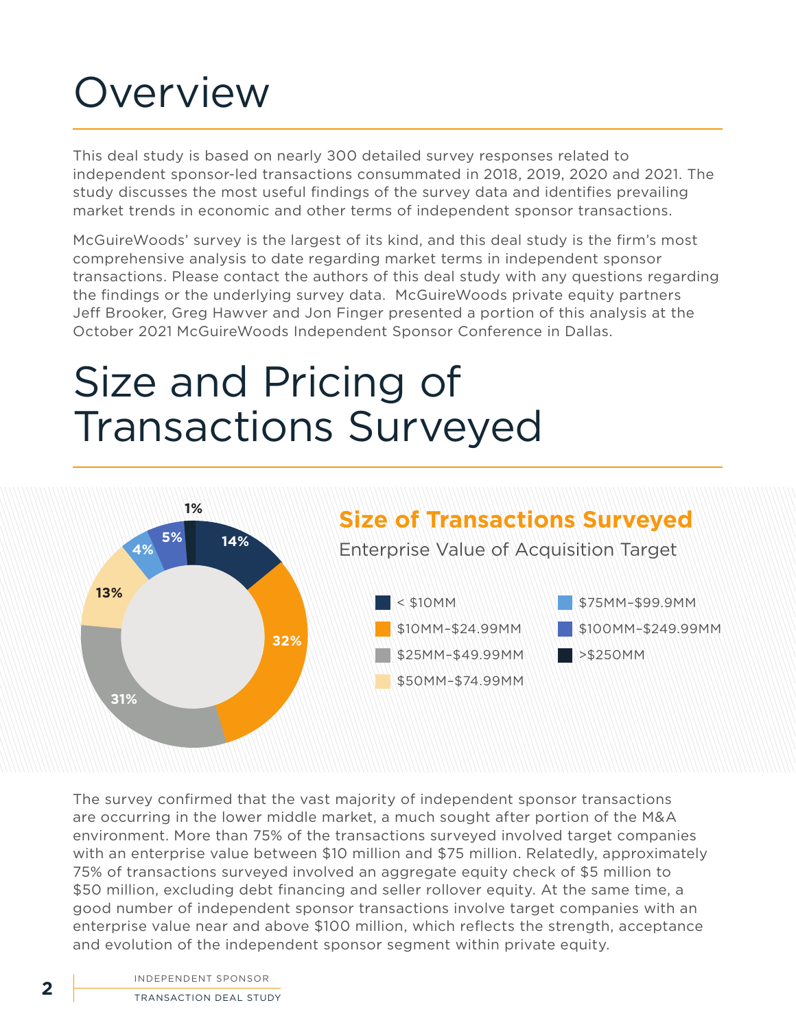# Overview

This deal study is based on nearly 300 detailed survey responses related to independent sponsor-led transactions consummated in 2018, 2019, 2020 and 2021. The study discusses the most useful findings of the survey data and identifies prevailing market trends in economic and other terms of independent sponsor transactions.

McGuireWoods' survey is the largest of its kind, and this deal study is the firm's most comprehensive analysis to date regarding market terms in independent sponsor transactions. Please contact the authors of this deal study with any questions regarding the findings or the underlying survey data. McGuireWoods private equity partners Jeff Brooker, Greg Hawver and Jon Finger presented a portion of this analysis at the October 2021 McGuireWoods Independent Sponsor Conference in Dallas.

# Size and Pricing of Transactions Surveyed

## Size of Transactions Surveyed

Enterprise Value of Acquisition Target

| Enterprise Value | Percentage |
| --- | --- |
| < $10MM | 14% |
| $10MM–$24.99MM | 32% |
| $25MM–$49.99MM | 31% |
| $50MM–$74.99MM | 13% |
| $75MM–$99.9MM | 4% |
| $100MM–$249.99MM | 5% |
| >$250MM | 1% |

The survey confirmed that the vast majority of independent sponsor transactions are occurring in the lower middle market, a much sought after portion of the M&A environment. More than 75% of the transactions surveyed involved target companies with an enterprise value between $10 million and $75 million. Relatedly, approximately 75% of transactions surveyed involved an aggregate equity check of $5 million to $50 million, excluding debt financing and seller rollover equity. At the same time, a good number of independent sponsor transactions involve target companies with an enterprise value near and above $100 million, which reflects the strength, acceptance and evolution of the independent sponsor segment within private equity.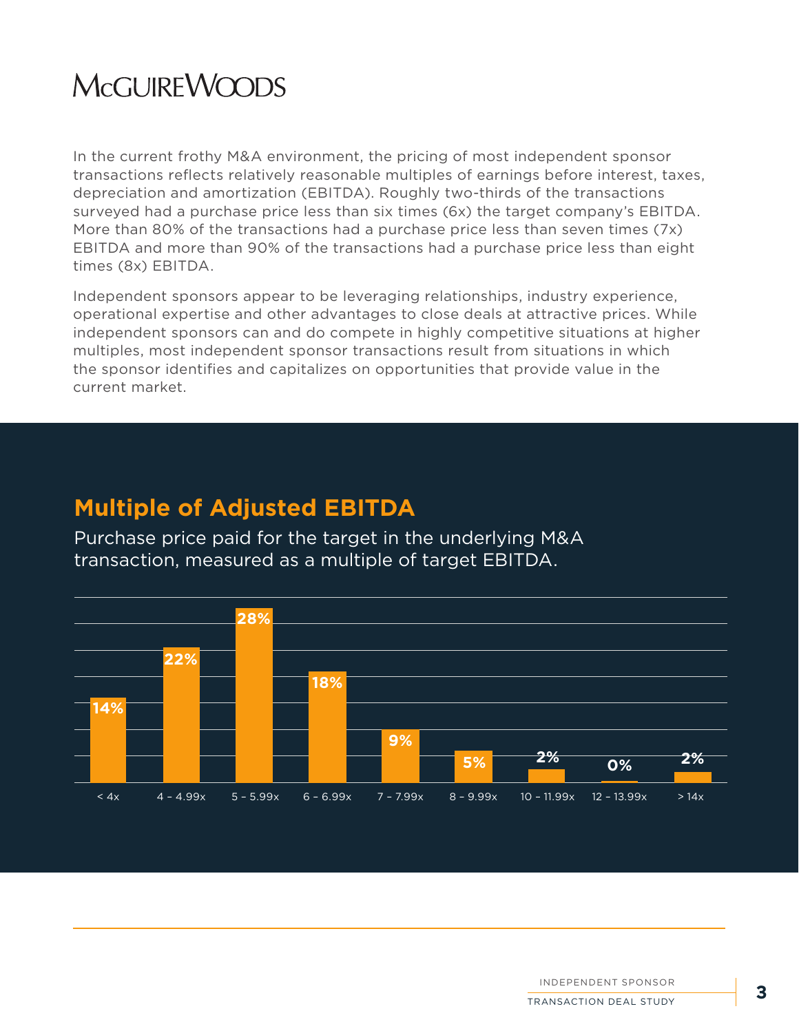In the current frothy M&A environment, the pricing of most independent sponsor transactions reflects relatively reasonable multiples of earnings before interest, taxes, depreciation and amortization (EBITDA). Roughly two-thirds of the transactions surveyed had a purchase price less than six times (6x) the target company's EBITDA. More than 80% of the transactions had a purchase price less than seven times (7x) EBITDA and more than 90% of the transactions had a purchase price less than eight times (8x) EBITDA.

Independent sponsors appear to be leveraging relationships, industry experience, operational expertise and other advantages to close deals at attractive prices. While independent sponsors can and do compete in highly competitive situations at higher multiples, most independent sponsor transactions result from situations in which the sponsor identifies and capitalizes on opportunities that provide value in the current market.

## Multiple of Adjusted EBITDA

Purchase price paid for the target in the underlying M&A transaction, measured as a multiple of target EBITDA.

| < 4x | 4 – 4.99x | 5 – 5.99x | 6 – 6.99x | 7 – 7.99x | 8 – 9.99x | 10 – 11.99x | 12 – 13.99x | > 14x |
|---|---|---|---|---|---|---|---|---|
| 14% | 22% | 28% | 18% | 9% | 5% | 2% | 0% | 2% |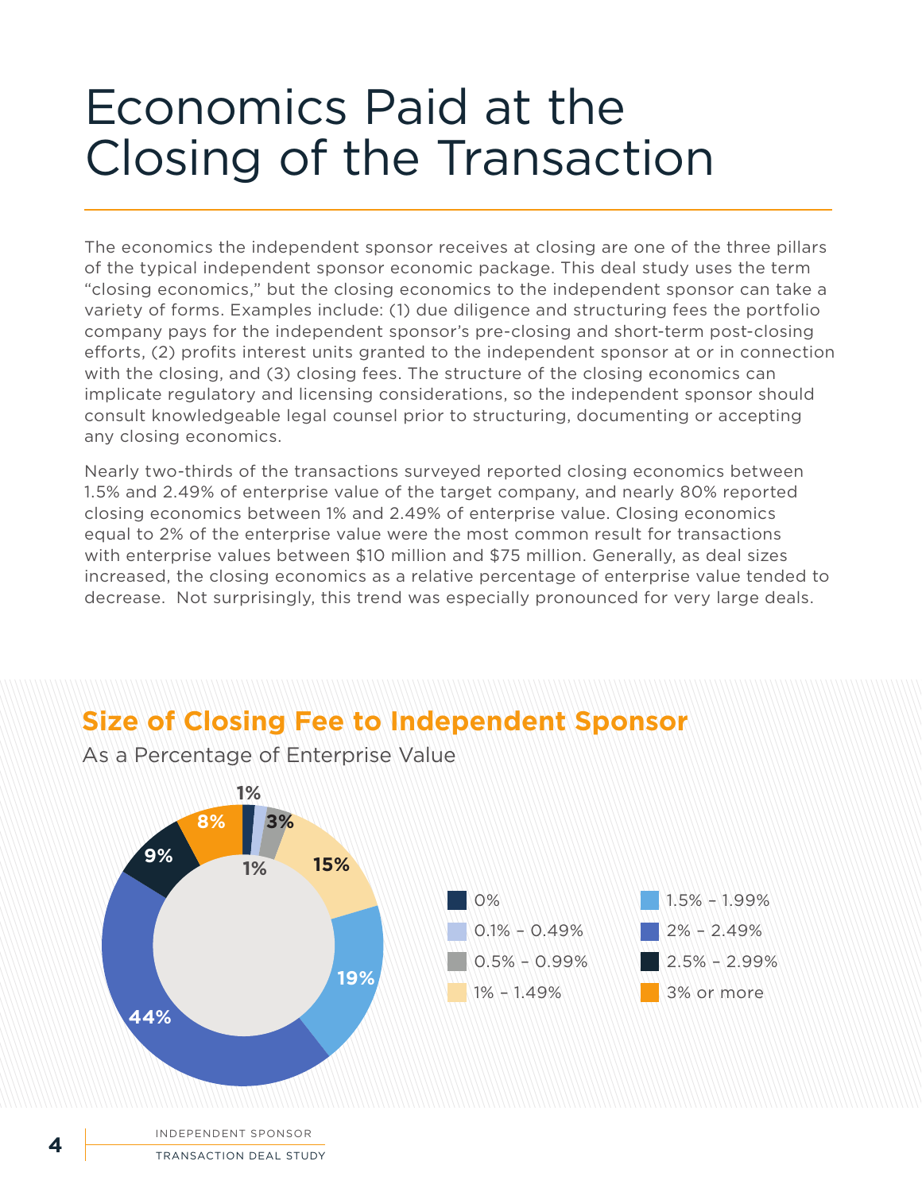# Economics Paid at the Closing of the Transaction

The economics the independent sponsor receives at closing are one of the three pillars of the typical independent sponsor economic package. This deal study uses the term "closing economics," but the closing economics to the independent sponsor can take a variety of forms. Examples include: (1) due diligence and structuring fees the portfolio company pays for the independent sponsor's pre-closing and short-term post-closing efforts, (2) profits interest units granted to the independent sponsor at or in connection with the closing, and (3) closing fees. The structure of the closing economics can implicate regulatory and licensing considerations, so the independent sponsor should consult knowledgeable legal counsel prior to structuring, documenting or accepting any closing economics.

Nearly two-thirds of the transactions surveyed reported closing economics between 1.5% and 2.49% of enterprise value of the target company, and nearly 80% reported closing economics between 1% and 2.49% of enterprise value. Closing economics equal to 2% of the enterprise value were the most common result for transactions with enterprise values between $10 million and $75 million. Generally, as deal sizes increased, the closing economics as a relative percentage of enterprise value tended to decrease. Not surprisingly, this trend was especially pronounced for very large deals.

## Size of Closing Fee to Independent Sponsor

As a Percentage of Enterprise Value

| Closing Fee | Share of Transactions |
|---|---|
| 0% | 1% |
| 0.1% – 0.49% | 1% |
| 0.5% – 0.99% | 3% |
| 1% – 1.49% | 15% |
| 1.5% – 1.99% | 19% |
| 2% – 2.49% | 44% |
| 2.5% – 2.99% | 9% |
| 3% or more | 8% |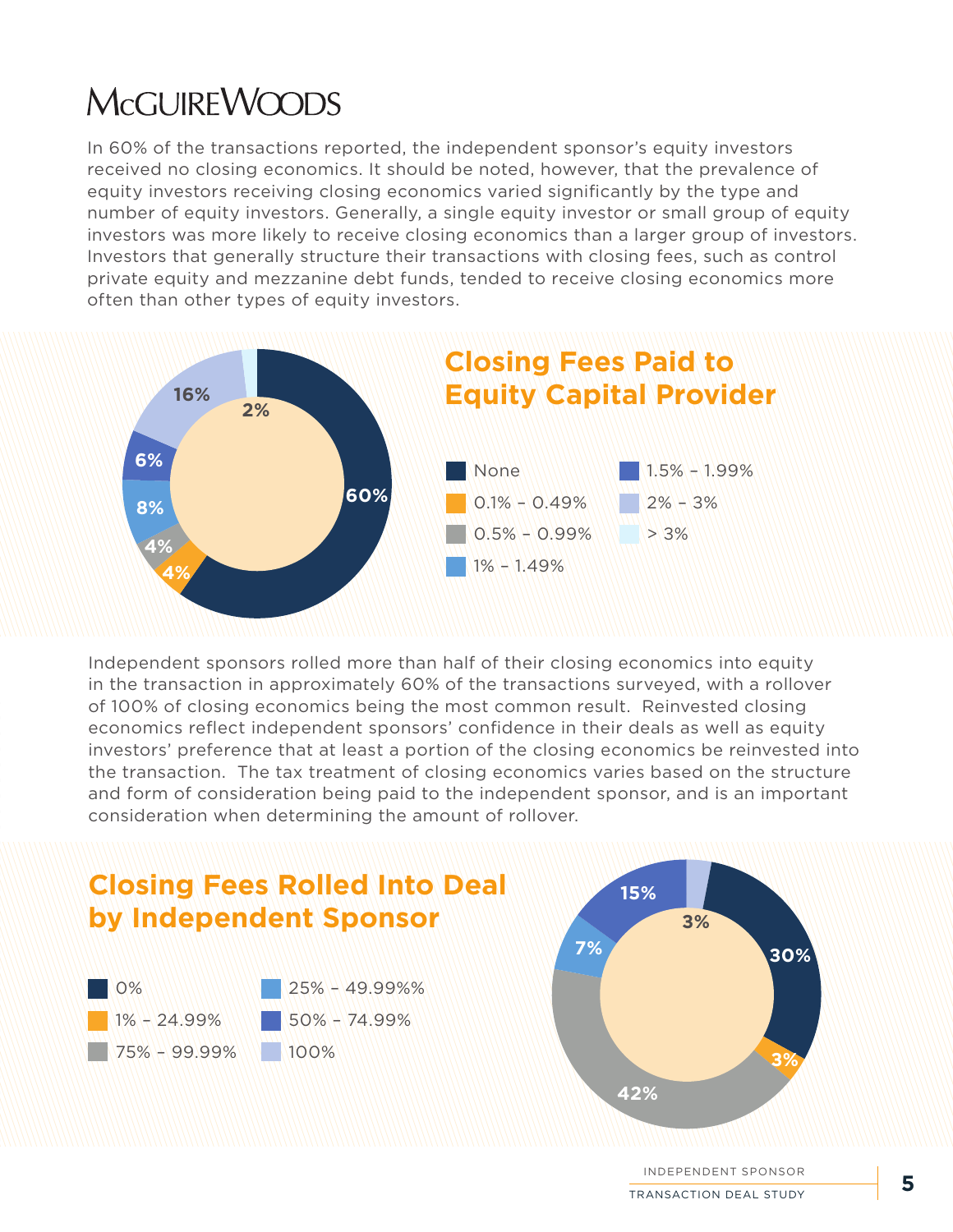In 60% of the transactions reported, the independent sponsor's equity investors received no closing economics. It should be noted, however, that the prevalence of equity investors receiving closing economics varied significantly by the type and number of equity investors. Generally, a single equity investor or small group of equity investors was more likely to receive closing economics than a larger group of investors. Investors that generally structure their transactions with closing fees, such as control private equity and mezzanine debt funds, tended to receive closing economics more often than other types of equity investors.

## Closing Fees Paid to Equity Capital Provider

| Closing Fee | Share |
|---|---|
| None | 60% |
| 0.1% – 0.49% | 4% |
| 0.5% – 0.99% | 4% |
| 1% – 1.49% | 8% |
| 1.5% – 1.99% | 6% |
| 2% – 3% | 16% |
| > 3% | 2% |

Independent sponsors rolled more than half of their closing economics into equity in the transaction in approximately 60% of the transactions surveyed, with a rollover of 100% of closing economics being the most common result. Reinvested closing economics reflect independent sponsors' confidence in their deals as well as equity investors' preference that at least a portion of the closing economics be reinvested into the transaction. The tax treatment of closing economics varies based on the structure and form of consideration being paid to the independent sponsor, and is an important consideration when determining the amount of rollover.

## Closing Fees Rolled Into Deal by Independent Sponsor

| Amount Rolled | Share |
|---|---|
| 0% | 30% |
| 1% – 24.99% | 3% |
| 25% – 49.99%% | 7% |
| 50% – 74.99% | 15% |
| 75% – 99.99% | 42% |
| 100% | 3% |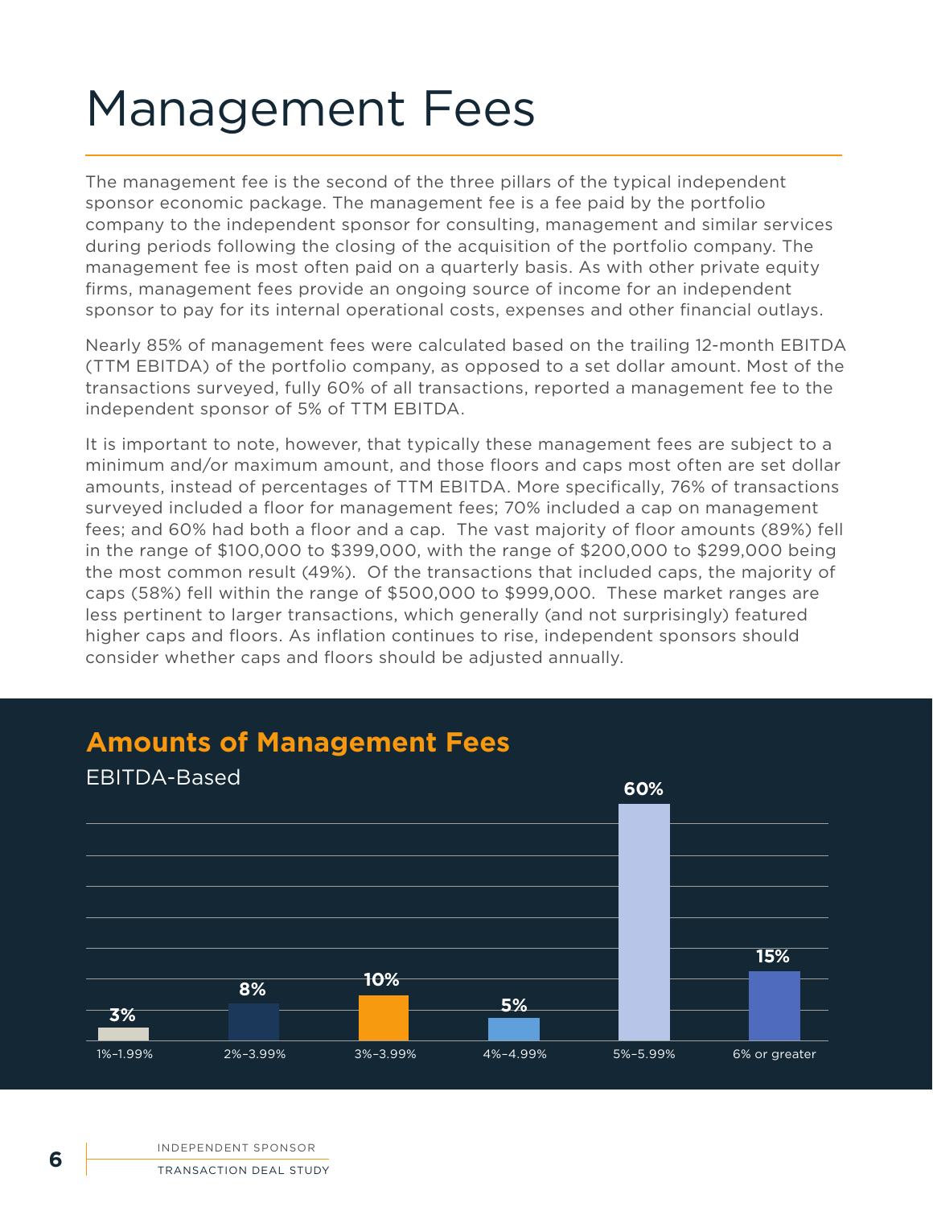# Management Fees

The management fee is the second of the three pillars of the typical independent sponsor economic package. The management fee is a fee paid by the portfolio company to the independent sponsor for consulting, management and similar services during periods following the closing of the acquisition of the portfolio company. The management fee is most often paid on a quarterly basis. As with other private equity firms, management fees provide an ongoing source of income for an independent sponsor to pay for its internal operational costs, expenses and other financial outlays.

Nearly 85% of management fees were calculated based on the trailing 12-month EBITDA (TTM EBITDA) of the portfolio company, as opposed to a set dollar amount. Most of the transactions surveyed, fully 60% of all transactions, reported a management fee to the independent sponsor of 5% of TTM EBITDA.

It is important to note, however, that typically these management fees are subject to a minimum and/or maximum amount, and those floors and caps most often are set dollar amounts, instead of percentages of TTM EBITDA. More specifically, 76% of transactions surveyed included a floor for management fees; 70% included a cap on management fees; and 60% had both a floor and a cap. The vast majority of floor amounts (89%) fell in the range of $100,000 to $399,000, with the range of $200,000 to $299,000 being the most common result (49%). Of the transactions that included caps, the majority of caps (58%) fell within the range of $500,000 to $999,000. These market ranges are less pertinent to larger transactions, which generally (and not surprisingly) featured higher caps and floors. As inflation continues to rise, independent sponsors should consider whether caps and floors should be adjusted annually.

## Amounts of Management Fees

EBITDA-Based

| 1%–1.99% | 2%–3.99% | 3%–3.99% | 4%–4.99% | 5%–5.99% | 6% or greater |
|---|---|---|---|---|---|
| 3% | 8% | 10% | 5% | 60% | 15% |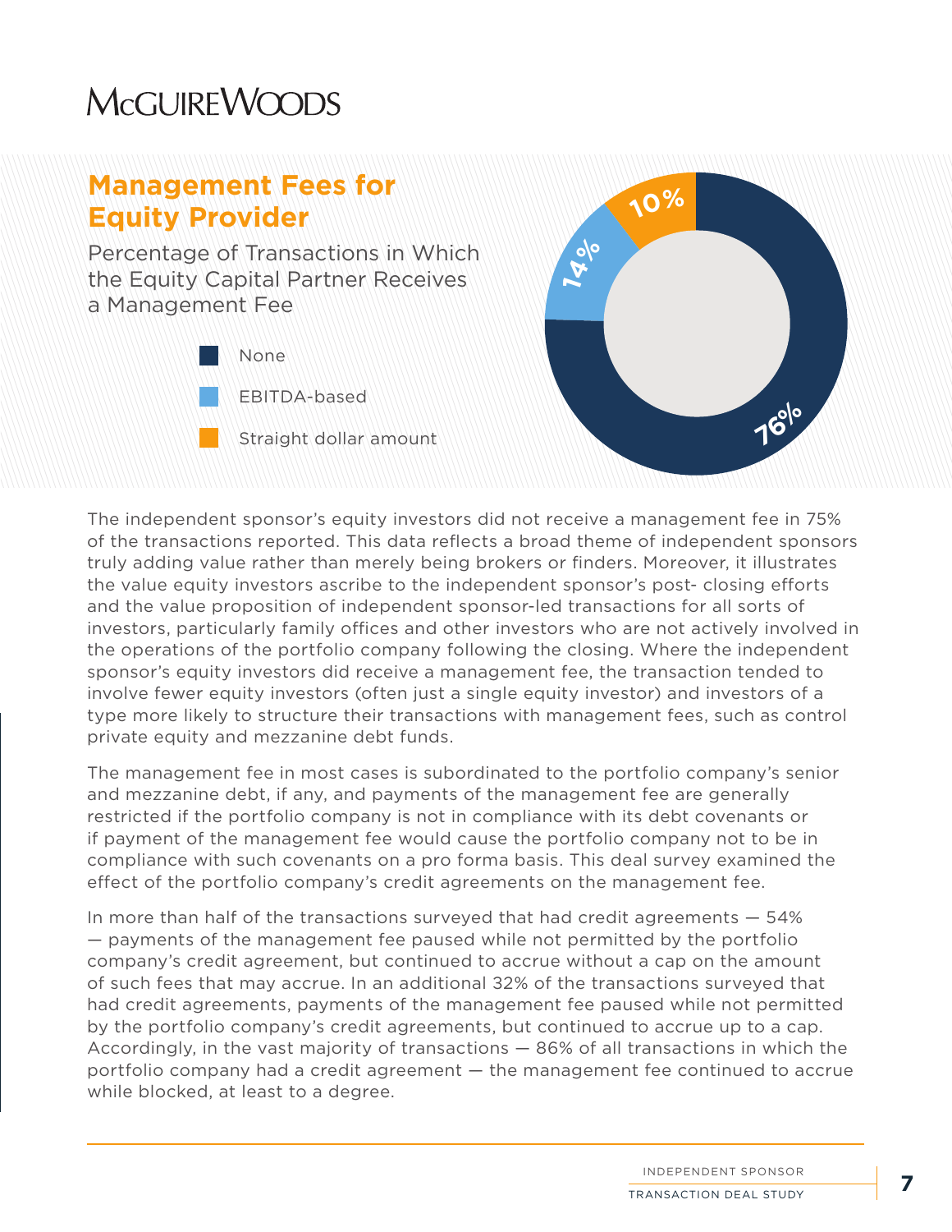## Management Fees for Equity Provider

Percentage of Transactions in Which the Equity Capital Partner Receives a Management Fee

- None — 76%
- EBITDA-based — 14%
- Straight dollar amount — 10%

The independent sponsor's equity investors did not receive a management fee in 75% of the transactions reported. This data reflects a broad theme of independent sponsors truly adding value rather than merely being brokers or finders. Moreover, it illustrates the value equity investors ascribe to the independent sponsor's post- closing efforts and the value proposition of independent sponsor-led transactions for all sorts of investors, particularly family offices and other investors who are not actively involved in the operations of the portfolio company following the closing. Where the independent sponsor's equity investors did receive a management fee, the transaction tended to involve fewer equity investors (often just a single equity investor) and investors of a type more likely to structure their transactions with management fees, such as control private equity and mezzanine debt funds.

The management fee in most cases is subordinated to the portfolio company's senior and mezzanine debt, if any, and payments of the management fee are generally restricted if the portfolio company is not in compliance with its debt covenants or if payment of the management fee would cause the portfolio company not to be in compliance with such covenants on a pro forma basis. This deal survey examined the effect of the portfolio company's credit agreements on the management fee.

In more than half of the transactions surveyed that had credit agreements — 54% — payments of the management fee paused while not permitted by the portfolio company's credit agreement, but continued to accrue without a cap on the amount of such fees that may accrue. In an additional 32% of the transactions surveyed that had credit agreements, payments of the management fee paused while not permitted by the portfolio company's credit agreements, but continued to accrue up to a cap. Accordingly, in the vast majority of transactions — 86% of all transactions in which the portfolio company had a credit agreement — the management fee continued to accrue while blocked, at least to a degree.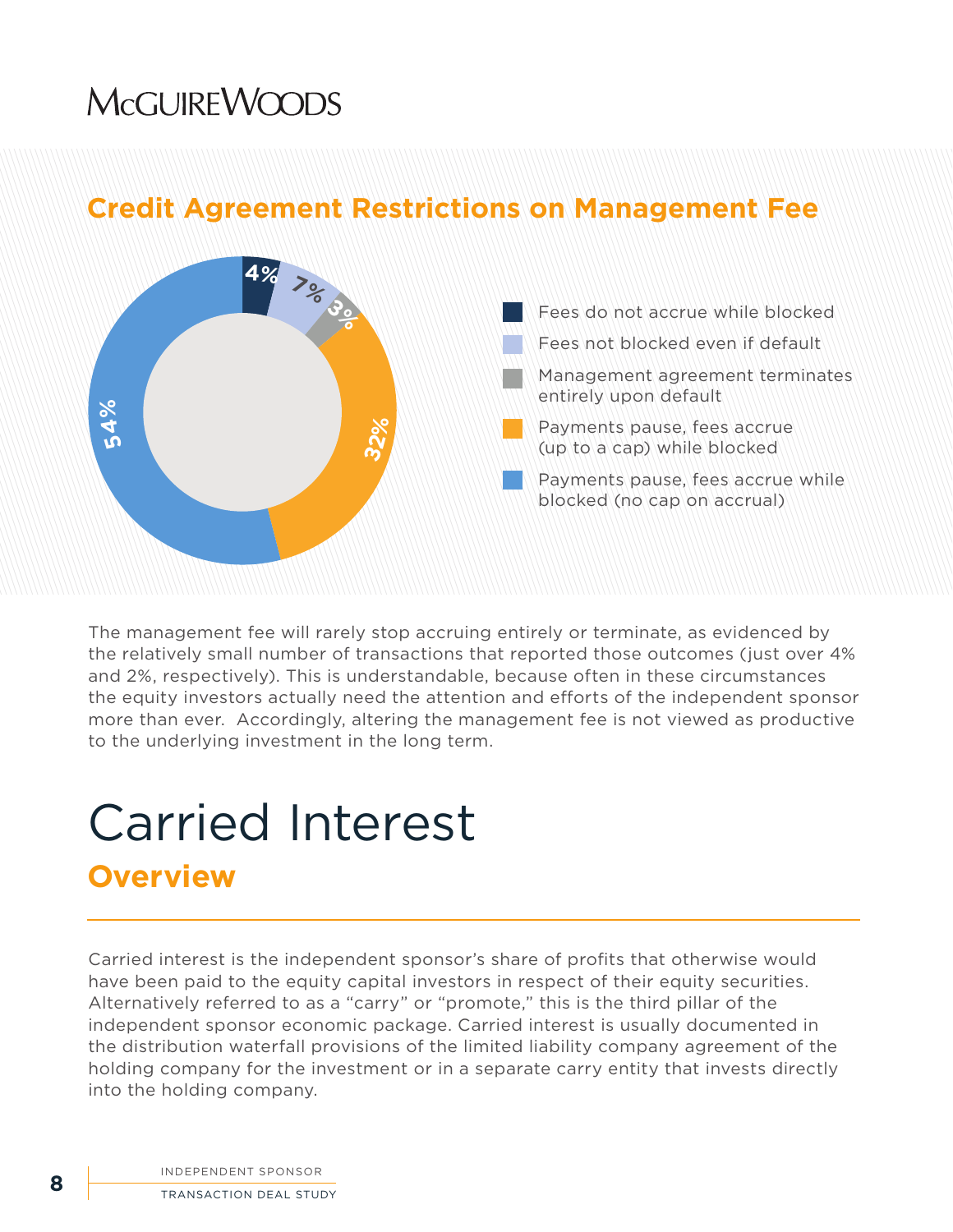## Credit Agreement Restrictions on Management Fee

| Category | Percentage |
|---|---|
| Fees do not accrue while blocked | 4% |
| Fees not blocked even if default | 7% |
| Management agreement terminates entirely upon default | 3% |
| Payments pause, fees accrue (up to a cap) while blocked | 32% |
| Payments pause, fees accrue while blocked (no cap on accrual) | 54% |

The management fee will rarely stop accruing entirely or terminate, as evidenced by the relatively small number of transactions that reported those outcomes (just over 4% and 2%, respectively). This is understandable, because often in these circumstances the equity investors actually need the attention and efforts of the independent sponsor more than ever. Accordingly, altering the management fee is not viewed as productive to the underlying investment in the long term.

# Carried Interest

## Overview

Carried interest is the independent sponsor's share of profits that otherwise would have been paid to the equity capital investors in respect of their equity securities. Alternatively referred to as a "carry" or "promote," this is the third pillar of the independent sponsor economic package. Carried interest is usually documented in the distribution waterfall provisions of the limited liability company agreement of the holding company for the investment or in a separate carry entity that invests directly into the holding company.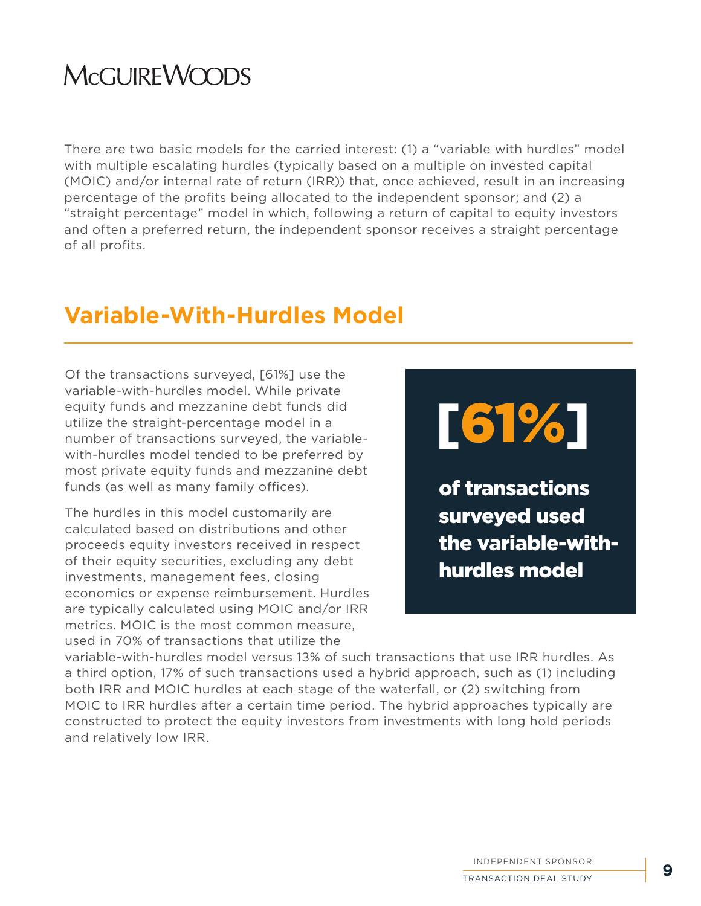There are two basic models for the carried interest: (1) a "variable with hurdles" model with multiple escalating hurdles (typically based on a multiple on invested capital (MOIC) and/or internal rate of return (IRR)) that, once achieved, result in an increasing percentage of the profits being allocated to the independent sponsor; and (2) a "straight percentage" model in which, following a return of capital to equity investors and often a preferred return, the independent sponsor receives a straight percentage of all profits.

## Variable-With-Hurdles Model

Of the transactions surveyed, [61%] use the variable-with-hurdles model. While private equity funds and mezzanine debt funds did utilize the straight-percentage model in a number of transactions surveyed, the variable-with-hurdles model tended to be preferred by most private equity funds and mezzanine debt funds (as well as many family offices).

**[61%]**

**of transactions surveyed used the variable-with-hurdles model**

The hurdles in this model customarily are calculated based on distributions and other proceeds equity investors received in respect of their equity securities, excluding any debt investments, management fees, closing economics or expense reimbursement. Hurdles are typically calculated using MOIC and/or IRR metrics. MOIC is the most common measure, used in 70% of transactions that utilize the variable-with-hurdles model versus 13% of such transactions that use IRR hurdles. As a third option, 17% of such transactions used a hybrid approach, such as (1) including both IRR and MOIC hurdles at each stage of the waterfall, or (2) switching from MOIC to IRR hurdles after a certain time period. The hybrid approaches typically are constructed to protect the equity investors from investments with long hold periods and relatively low IRR.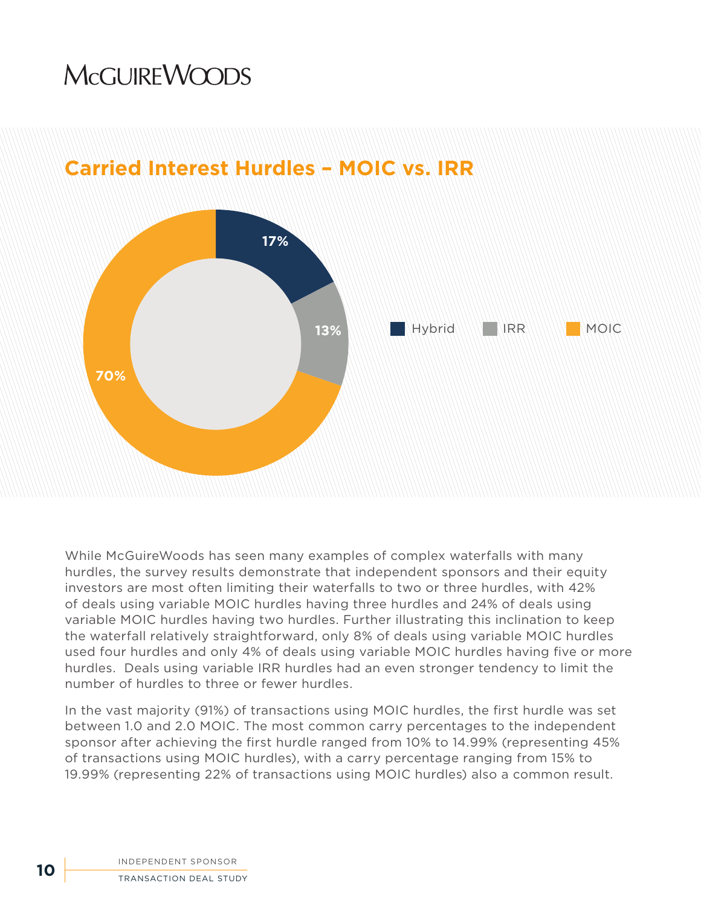## Carried Interest Hurdles – MOIC vs. IRR

| Type | Percentage |
|---|---|
| Hybrid | 17% |
| IRR | 13% |
| MOIC | 70% |

While McGuireWoods has seen many examples of complex waterfalls with many hurdles, the survey results demonstrate that independent sponsors and their equity investors are most often limiting their waterfalls to two or three hurdles, with 42% of deals using variable MOIC hurdles having three hurdles and 24% of deals using variable MOIC hurdles having two hurdles. Further illustrating this inclination to keep the waterfall relatively straightforward, only 8% of deals using variable MOIC hurdles used four hurdles and only 4% of deals using variable MOIC hurdles having five or more hurdles. Deals using variable IRR hurdles had an even stronger tendency to limit the number of hurdles to three or fewer hurdles.

In the vast majority (91%) of transactions using MOIC hurdles, the first hurdle was set between 1.0 and 2.0 MOIC. The most common carry percentages to the independent sponsor after achieving the first hurdle ranged from 10% to 14.99% (representing 45% of transactions using MOIC hurdles), with a carry percentage ranging from 15% to 19.99% (representing 22% of transactions using MOIC hurdles) also a common result.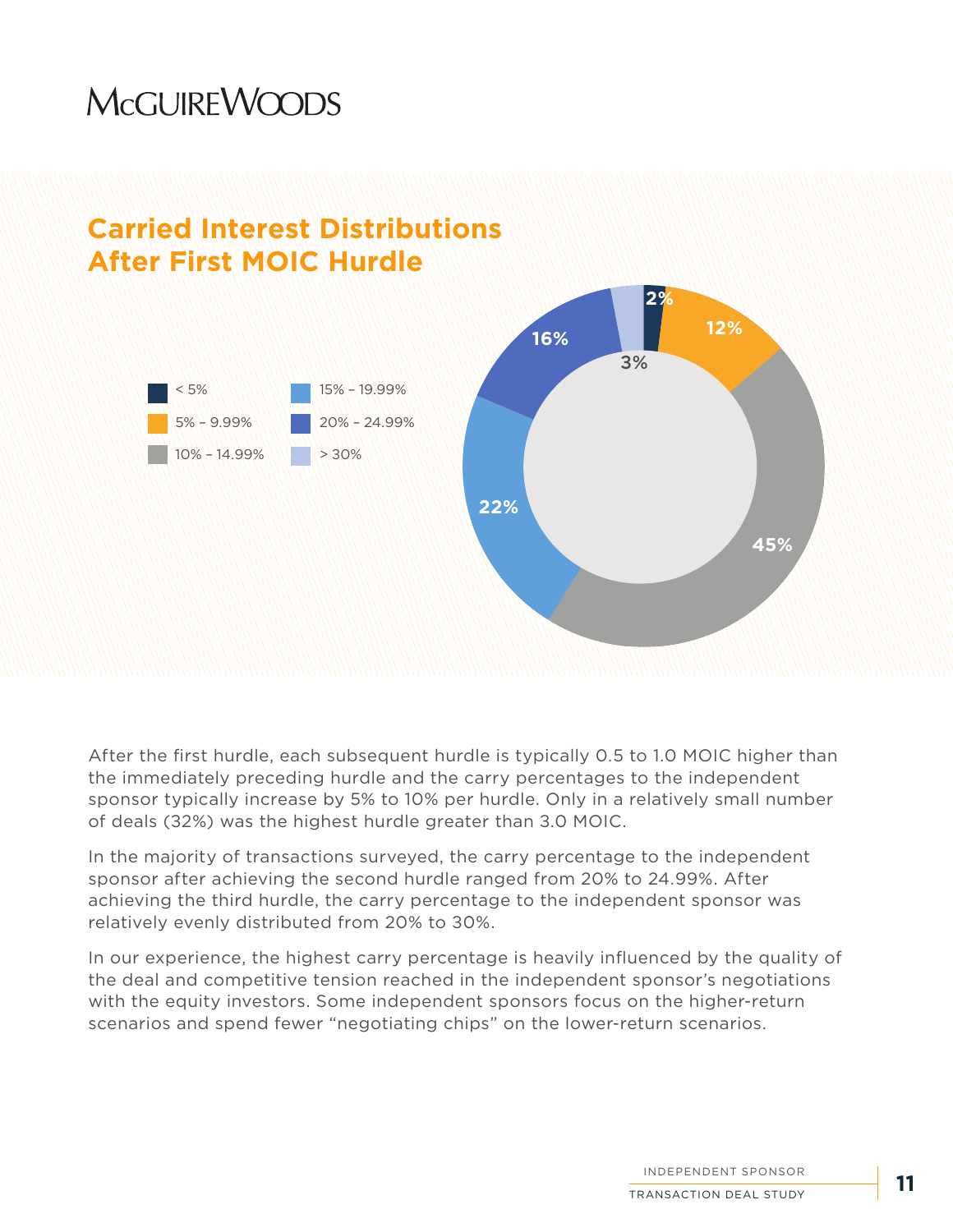## Carried Interest Distributions After First MOIC Hurdle

| Carry Percentage | Share |
| --- | --- |
| < 5% | 2% |
| 5% – 9.99% | 12% |
| 10% – 14.99% | 45% |
| 15% – 19.99% | 22% |
| 20% – 24.99% | 16% |
| > 30% | 3% |

After the first hurdle, each subsequent hurdle is typically 0.5 to 1.0 MOIC higher than the immediately preceding hurdle and the carry percentages to the independent sponsor typically increase by 5% to 10% per hurdle. Only in a relatively small number of deals (32%) was the highest hurdle greater than 3.0 MOIC.

In the majority of transactions surveyed, the carry percentage to the independent sponsor after achieving the second hurdle ranged from 20% to 24.99%. After achieving the third hurdle, the carry percentage to the independent sponsor was relatively evenly distributed from 20% to 30%.

In our experience, the highest carry percentage is heavily influenced by the quality of the deal and competitive tension reached in the independent sponsor's negotiations with the equity investors. Some independent sponsors focus on the higher-return scenarios and spend fewer "negotiating chips" on the lower-return scenarios.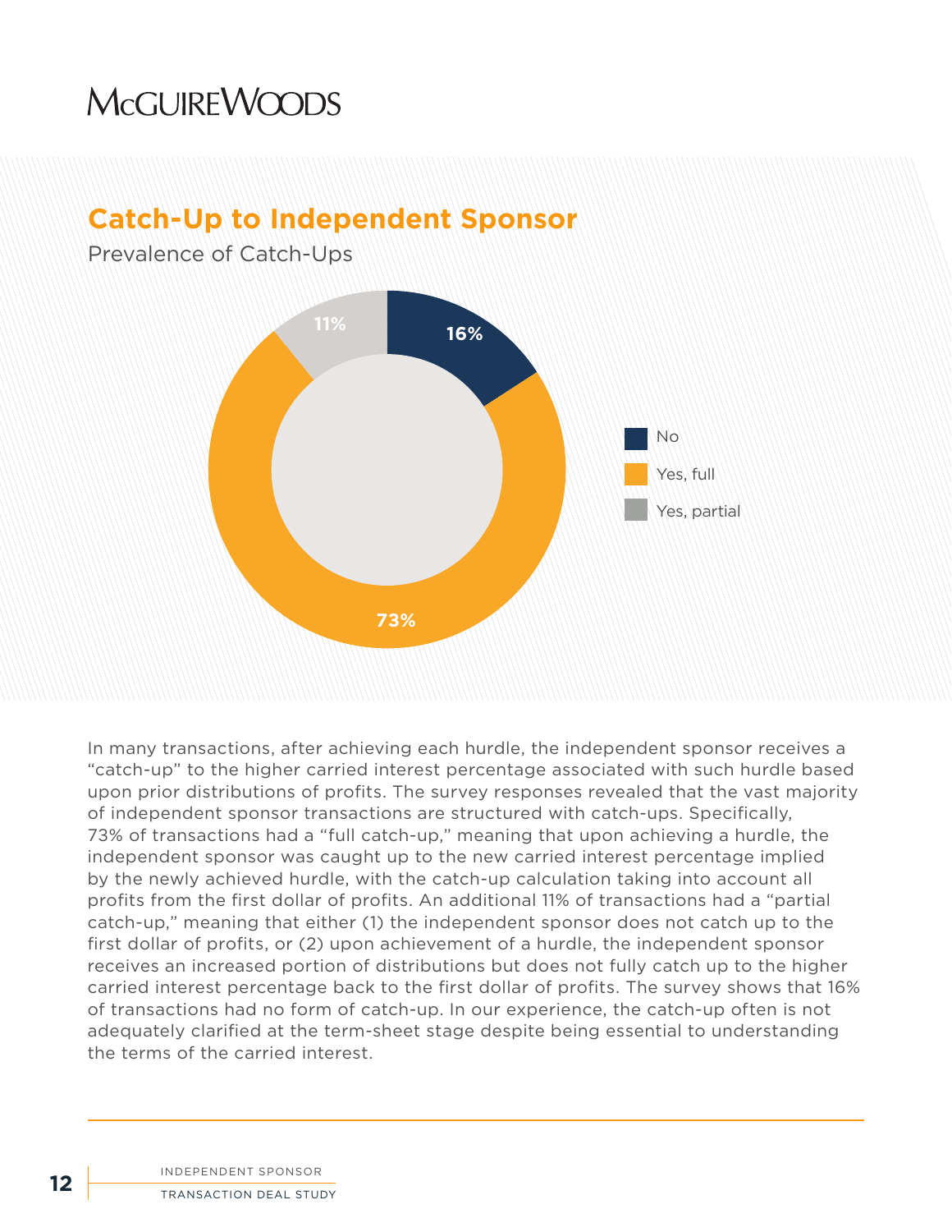## Catch-Up to Independent Sponsor

Prevalence of Catch-Ups

| Response | Percentage |
|---|---|
| No | 16% |
| Yes, full | 73% |
| Yes, partial | 11% |

In many transactions, after achieving each hurdle, the independent sponsor receives a "catch-up" to the higher carried interest percentage associated with such hurdle based upon prior distributions of profits. The survey responses revealed that the vast majority of independent sponsor transactions are structured with catch-ups. Specifically, 73% of transactions had a "full catch-up," meaning that upon achieving a hurdle, the independent sponsor was caught up to the new carried interest percentage implied by the newly achieved hurdle, with the catch-up calculation taking into account all profits from the first dollar of profits. An additional 11% of transactions had a "partial catch-up," meaning that either (1) the independent sponsor does not catch up to the first dollar of profits, or (2) upon achievement of a hurdle, the independent sponsor receives an increased portion of distributions but does not fully catch up to the higher carried interest percentage back to the first dollar of profits. The survey shows that 16% of transactions had no form of catch-up. In our experience, the catch-up often is not adequately clarified at the term-sheet stage despite being essential to understanding the terms of the carried interest.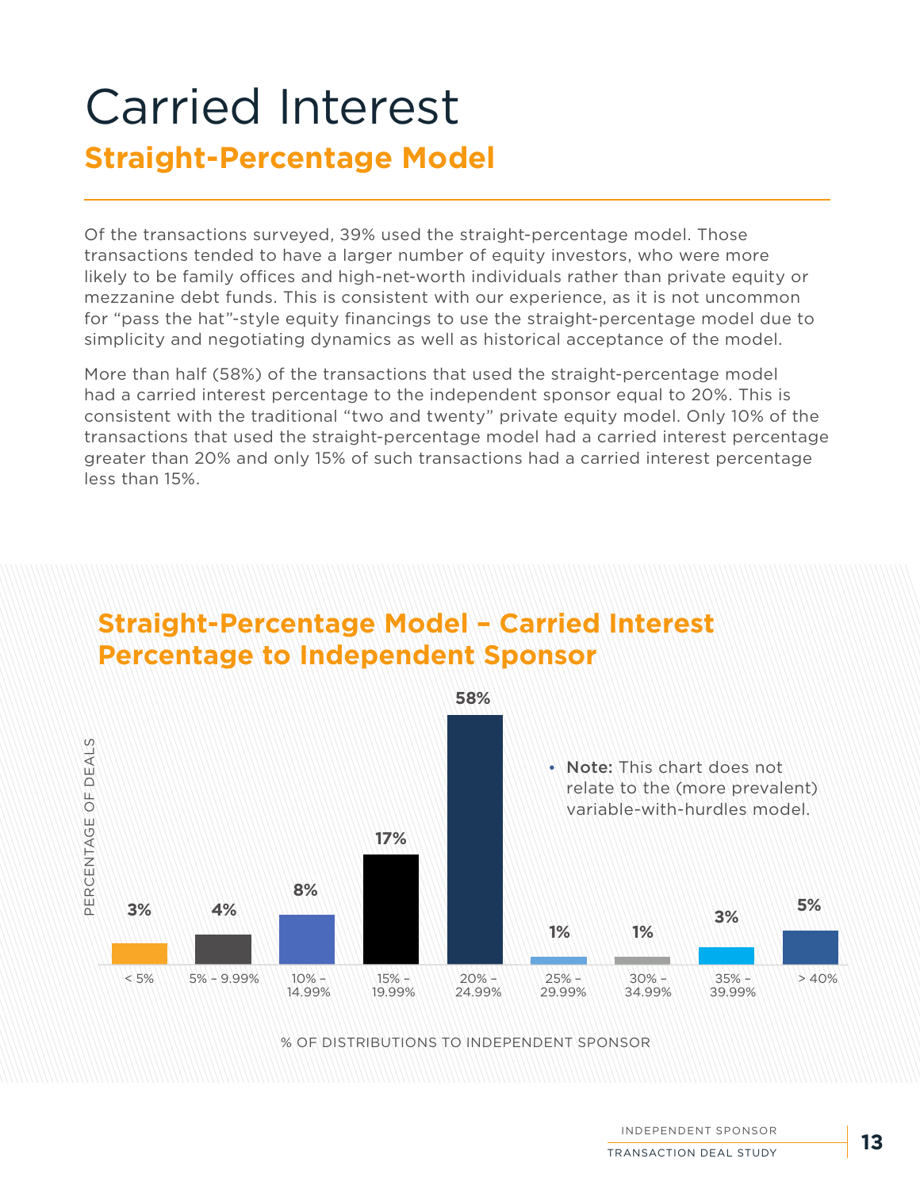# Carried Interest

## Straight-Percentage Model

Of the transactions surveyed, 39% used the straight-percentage model. Those transactions tended to have a larger number of equity investors, who were more likely to be family offices and high-net-worth individuals rather than private equity or mezzanine debt funds. This is consistent with our experience, as it is not uncommon for "pass the hat"-style equity financings to use the straight-percentage model due to simplicity and negotiating dynamics as well as historical acceptance of the model.

More than half (58%) of the transactions that used the straight-percentage model had a carried interest percentage to the independent sponsor equal to 20%. This is consistent with the traditional "two and twenty" private equity model. Only 10% of the transactions that used the straight-percentage model had a carried interest percentage greater than 20% and only 15% of such transactions had a carried interest percentage less than 15%.

### Straight-Percentage Model – Carried Interest Percentage to Independent Sponsor

| % of Distributions to Independent Sponsor | Percentage of Deals |
|---|---|
| < 5% | 3% |
| 5% - 9.99% | 4% |
| 10% – 14.99% | 8% |
| 15% – 19.99% | 17% |
| 20% – 24.99% | 58% |
| 25% – 29.99% | 1% |
| 30% – 34.99% | 1% |
| 35% – 39.99% | 3% |
| > 40% | 5% |

- **Note:** This chart does not relate to the (more prevalent) variable-with-hurdles model.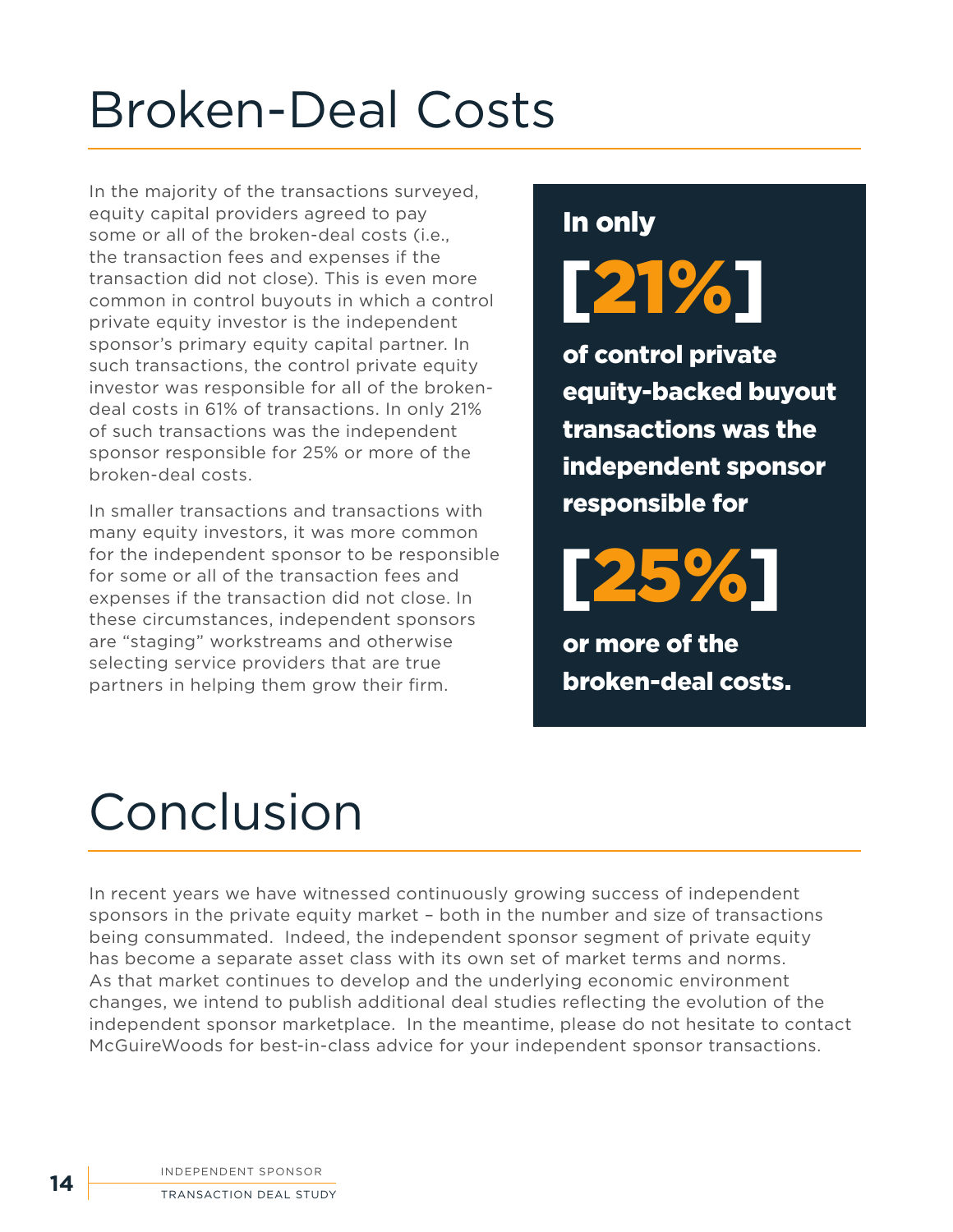# Broken-Deal Costs

In the majority of the transactions surveyed, equity capital providers agreed to pay some or all of the broken-deal costs (i.e., the transaction fees and expenses if the transaction did not close). This is even more common in control buyouts in which a control private equity investor is the independent sponsor's primary equity capital partner. In such transactions, the control private equity investor was responsible for all of the broken-deal costs in 61% of transactions. In only 21% of such transactions was the independent sponsor responsible for 25% or more of the broken-deal costs.

In smaller transactions and transactions with many equity investors, it was more common for the independent sponsor to be responsible for some or all of the transaction fees and expenses if the transaction did not close. In these circumstances, independent sponsors are "staging" workstreams and otherwise selecting service providers that are true partners in helping them grow their firm.

> **In only**
>
> **[21%]**
>
> **of control private equity-backed buyout transactions was the independent sponsor responsible for**
>
> **[25%]**
>
> **or more of the broken-deal costs.**

# Conclusion

In recent years we have witnessed continuously growing success of independent sponsors in the private equity market – both in the number and size of transactions being consummated. Indeed, the independent sponsor segment of private equity has become a separate asset class with its own set of market terms and norms. As that market continues to develop and the underlying economic environment changes, we intend to publish additional deal studies reflecting the evolution of the independent sponsor marketplace. In the meantime, please do not hesitate to contact McGuireWoods for best-in-class advice for your independent sponsor transactions.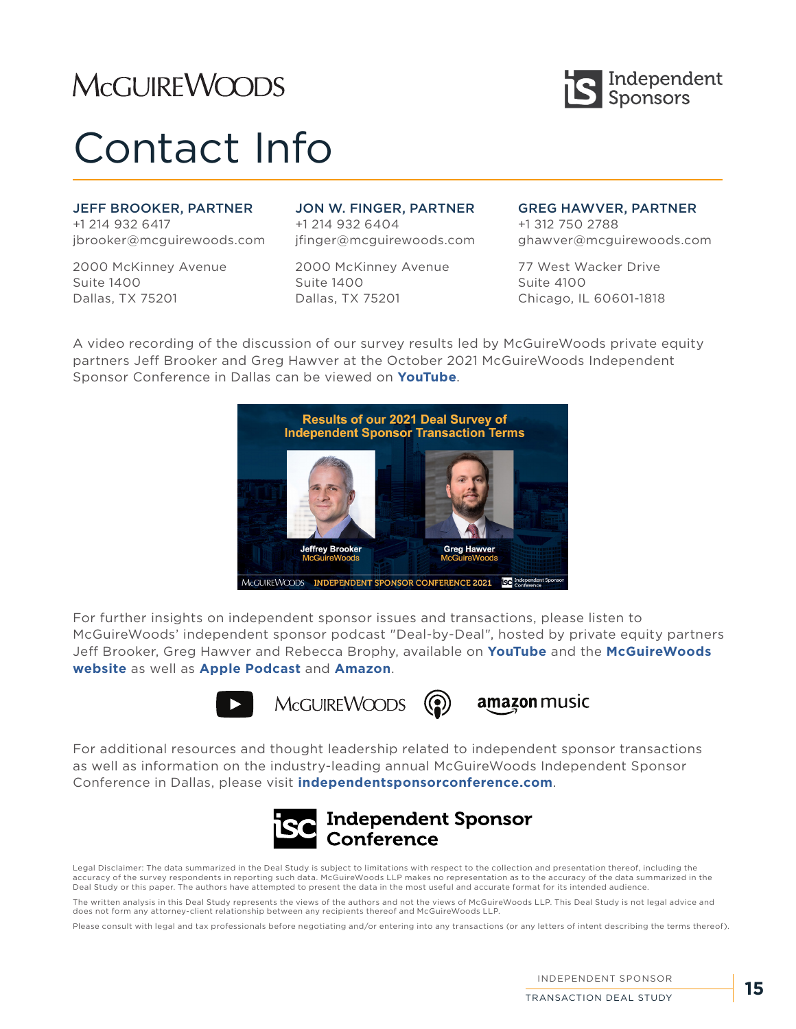# Contact Info

**JEFF BROOKER, PARTNER**
+1 214 932 6417
jbrooker@mcguirewoods.com

2000 McKinney Avenue
Suite 1400
Dallas, TX 75201

**JON W. FINGER, PARTNER**
+1 214 932 6404
jfinger@mcguirewoods.com

2000 McKinney Avenue
Suite 1400
Dallas, TX 75201

**GREG HAWVER, PARTNER**
+1 312 750 2788
ghawver@mcguirewoods.com

77 West Wacker Drive
Suite 4100
Chicago, IL 60601-1818

A video recording of the discussion of our survey results led by McGuireWoods private equity partners Jeff Brooker and Greg Hawver at the October 2021 McGuireWoods Independent Sponsor Conference in Dallas can be viewed on **YouTube**.

For further insights on independent sponsor issues and transactions, please listen to McGuireWoods' independent sponsor podcast "Deal-by-Deal", hosted by private equity partners Jeff Brooker, Greg Hawver and Rebecca Brophy, available on **YouTube** and the **McGuireWoods website** as well as **Apple Podcast** and **Amazon**.

For additional resources and thought leadership related to independent sponsor transactions as well as information on the industry-leading annual McGuireWoods Independent Sponsor Conference in Dallas, please visit **independentsponsorconference.com**.

Legal Disclaimer: The data summarized in the Deal Study is subject to limitations with respect to the collection and presentation thereof, including the accuracy of the survey respondents in reporting such data. McGuireWoods LLP makes no representation as to the accuracy of the data summarized in the Deal Study or this paper. The authors have attempted to present the data in the most useful and accurate format for its intended audience.

The written analysis in this Deal Study represents the views of the authors and not the views of McGuireWoods LLP. This Deal Study is not legal advice and does not form any attorney-client relationship between any recipients thereof and McGuireWoods LLP.

Please consult with legal and tax professionals before negotiating and/or entering into any transactions (or any letters of intent describing the terms thereof).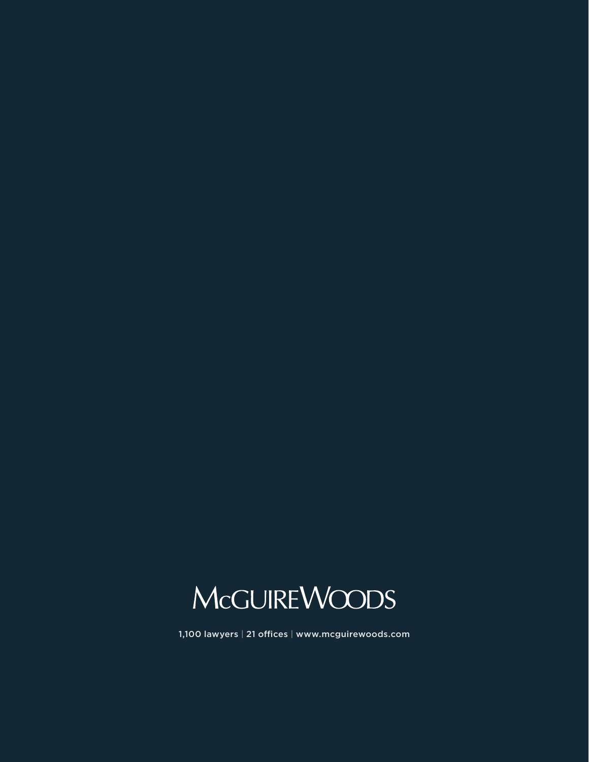McGuireWoods

1,100 lawyers | 21 offices | www.mcguirewoods.com